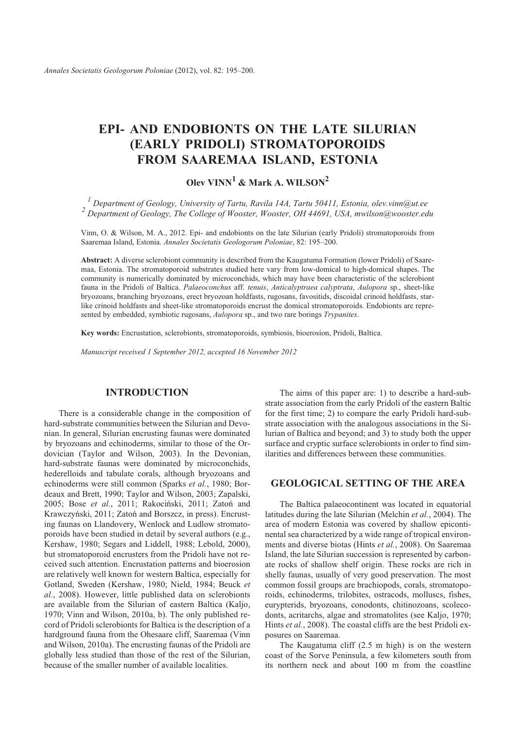# EPI- AND ENDOBIONTS ON THE LATE SILURIAN (EARLY PRIDOLI) STROMATOPOROIDS FROM SAAREMAA ISLAND, ESTONIA

**Olev VINN[1] & Mark A. WILSON[2]**

[1] *Department of Geology, University of Tartu, Ravila 14A, Tartu 50411, Estonia, olev.vinn@ut.ee*
[2] *Department of Geology, The College of Wooster, Wooster, OH 44691, USA, mwilson@wooster.edu*

Vinn, O. & Wilson, M. A., 2012. Epi- and endobionts on the late Silurian (early Pridoli) stromatoporoids from Saaremaa Island, Estonia. *Annales Societatis Geologorum Poloniae*, 82: 195–200.

**Abstract:** A diverse sclerobiont community is described from the Kaugatuma Formation (lower Pridoli) of Saaremaa, Estonia. The stromatoporoid substrates studied here vary from low-domical to high-domical shapes. The community is numerically dominated by microconchids, which may have been characteristic of the sclerobiont fauna in the Pridoli of Baltica. *Palaeoconchus* aff. *tenuis*, *Anticalyptraea calyptrata*, *Aulopora* sp., sheet-like bryozoans, branching bryozoans, erect bryozoan holdfasts, rugosans, favositids, discoidal crinoid holdfasts, star-like crinoid holdfasts and sheet-like stromatoporoids encrust the domical stromatoporoids. Endobionts are represented by embedded, symbiotic rugosans, *Aulopora* sp., and two rare borings *Trypanites*.

**Key words:** Encrustation, sclerobionts, stromatoporoids, symbiosis, bioerosion, Pridoli, Baltica.

*Manuscript received 1 September 2012, accepted 16 November 2012*

## INTRODUCTION

There is a considerable change in the composition of hard-substrate communities between the Silurian and Devonian. In general, Silurian encrusting faunas were dominated by bryozoans and echinoderms, similar to those of the Ordovician (Taylor and Wilson, 2003). In the Devonian, hard-substrate faunas were dominated by microconchids, hederelloids and tabulate corals, although bryozoans and echinoderms were still common (Sparks *et al.*, 1980; Bordeaux and Brett, 1990; Taylor and Wilson, 2003; Zapalski, 2005; Bose *et al.*, 2011; Rakociński, 2011; Zatoń and Krawczyński, 2011; Zatoń and Borszcz, in press). Encrusting faunas on Llandovery, Wenlock and Ludlow stromatoporoids have been studied in detail by several authors (e.g., Kershaw, 1980; Segars and Liddell, 1988; Lebold, 2000), but stromatoporoid encrusters from the Pridoli have not received such attention. Encrustation patterns and bioerosion are relatively well known for western Baltica, especially for Gotland, Sweden (Kershaw, 1980; Nield, 1984; Beuck *et al.*, 2008). However, little published data on sclerobionts are available from the Silurian of eastern Baltica (Kaljo, 1970; Vinn and Wilson, 2010a, b). The only published record of Pridoli sclerobionts for Baltica is the description of a hardground fauna from the Ohesaare cliff, Saaremaa (Vinn and Wilson, 2010a). The encrusting faunas of the Pridoli are globally less studied than those of the rest of the Silurian, because of the smaller number of available localities.

The aims of this paper are: 1) to describe a hard-substrate association from the early Pridoli of the eastern Baltic for the first time; 2) to compare the early Pridoli hard-substrate association with the analogous associations in the Silurian of Baltica and beyond; and 3) to study both the upper surface and cryptic surface sclerobionts in order to find similarities and differences between these communities.

## GEOLOGICAL SETTING OF THE AREA

The Baltica palaeocontinent was located in equatorial latitudes during the late Silurian (Melchin *et al.*, 2004). The area of modern Estonia was covered by shallow epicontinental sea characterized by a wide range of tropical environments and diverse biotas (Hints *et al.*, 2008). On Saaremaa Island, the late Silurian succession is represented by carbonate rocks of shallow shelf origin. These rocks are rich in shelly faunas, usually of very good preservation. The most common fossil groups are brachiopods, corals, stromatoporoids, echinoderms, trilobites, ostracods, molluscs, fishes, eurypterids, bryozoans, conodonts, chitinozoans, scolecodonts, acritarchs, algae and stromatolites (see Kaljo, 1970; Hints *et al.*, 2008). The coastal cliffs are the best Pridoli exposures on Saaremaa.

The Kaugatuma cliff (2.5 m high) is on the western coast of the Sorve Peninsula, a few kilometers south from its northern neck and about 100 m from the coastline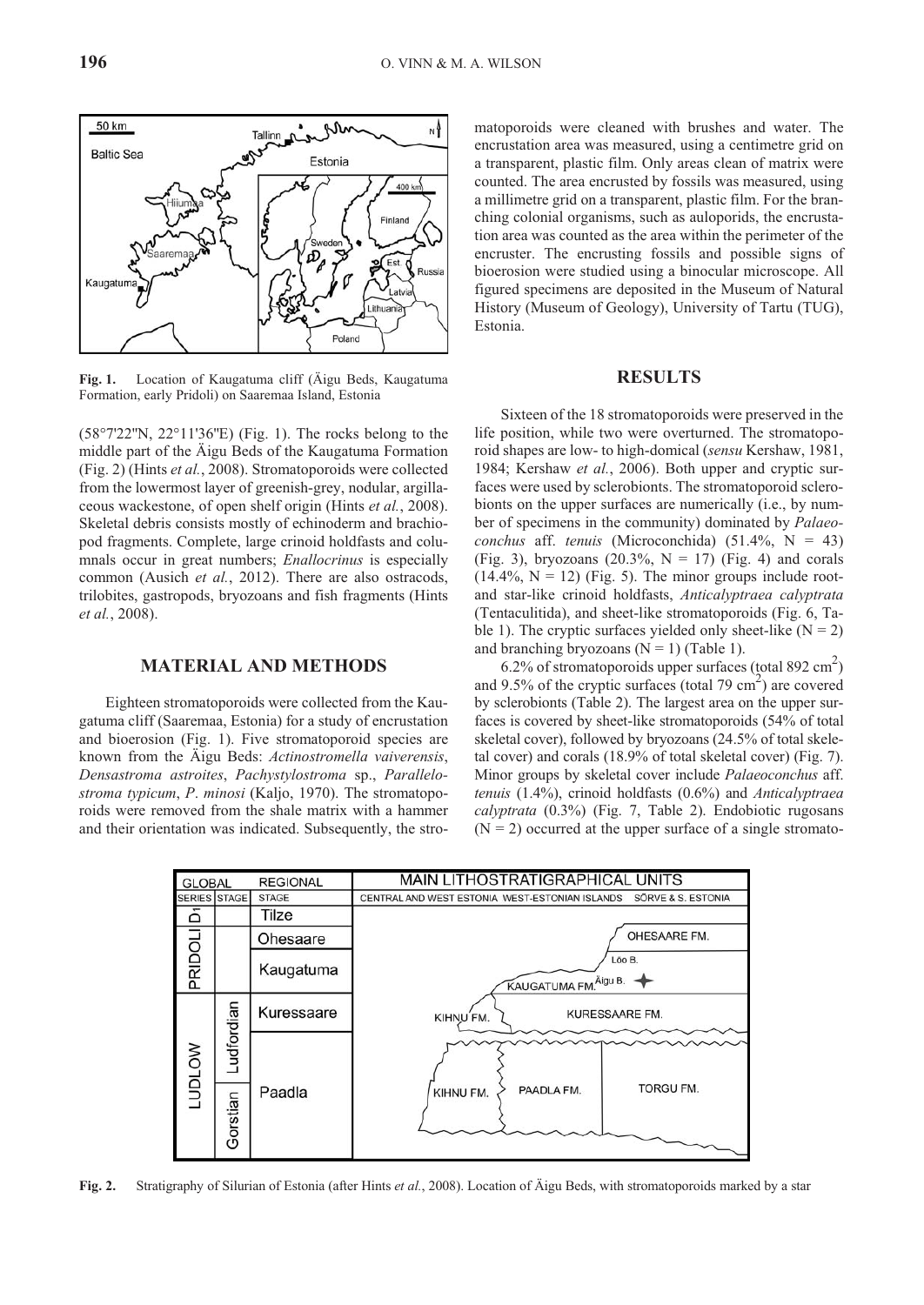**Fig. 1.** Location of Kaugatuma cliff (Äigu Beds, Kaugatuma Formation, early Pridoli) on Saaremaa Island, Estonia

(58°7'22"N, 22°11'36"E) (Fig. 1). The rocks belong to the middle part of the Äigu Beds of the Kaugatuma Formation (Fig. 2) (Hints *et al.*, 2008). Stromatoporoids were collected from the lowermost layer of greenish-grey, nodular, argillaceous wackestone, of open shelf origin (Hints *et al.*, 2008). Skeletal debris consists mostly of echinoderm and brachiopod fragments. Complete, large crinoid holdfasts and columnals occur in great numbers; *Enallocrinus* is especially common (Ausich *et al.*, 2012). There are also ostracods, trilobites, gastropods, bryozoans and fish fragments (Hints *et al.*, 2008).

## MATERIAL AND METHODS

Eighteen stromatoporoids were collected from the Kaugatuma cliff (Saaremaa, Estonia) for a study of encrustation and bioerosion (Fig. 1). Five stromatoporoid species are known from the Äigu Beds: *Actinostromella vaiverensis*, *Densastroma astroites*, *Pachystylostroma* sp., *Parallelostroma typicum*, *P. minosi* (Kaljo, 1970). The stromatoporoids were removed from the shale matrix with a hammer and their orientation was indicated. Subsequently, the stromatoporoids were cleaned with brushes and water. The encrustation area was measured, using a centimetre grid on a transparent, plastic film. Only areas clean of matrix were counted. The area encrusted by fossils was measured, using a millimetre grid on a transparent, plastic film. For the branching colonial organisms, such as auloporids, the encrustation area was counted as the area within the perimeter of the encruster. The encrusting fossils and possible signs of bioerosion were studied using a binocular microscope. All figured specimens are deposited in the Museum of Natural History (Museum of Geology), University of Tartu (TUG), Estonia.

## RESULTS

Sixteen of the 18 stromatoporoids were preserved in the life position, while two were overturned. The stromatoporoid shapes are low- to high-domical (*sensu* Kershaw, 1981, 1984; Kershaw *et al.*, 2006). Both upper and cryptic surfaces were used by sclerobionts. The stromatoporoid sclerobionts on the upper surfaces are numerically (i.e., by number of specimens in the community) dominated by *Palaeoconchus* aff. *tenuis* (Microconchida) (51.4%, N = 43) (Fig. 3), bryozoans (20.3%, N = 17) (Fig. 4) and corals (14.4%, N = 12) (Fig. 5). The minor groups include root- and star-like crinoid holdfasts, *Anticalyptraea calyptrata* (Tentaculitida), and sheet-like stromatoporoids (Fig. 6, Table 1). The cryptic surfaces yielded only sheet-like (N = 2) and branching bryozoans (N = 1) (Table 1).

6.2% of stromatoporoids upper surfaces (total 892 $cm^2$) and 9.5% of the cryptic surfaces (total 79 $cm^2$) are covered by sclerobionts (Table 2). The largest area on the upper surfaces is covered by sheet-like stromatoporoids (54% of total skeletal cover), followed by bryozoans (24.5% of total skeletal cover) and corals (18.9% of total skeletal cover) (Fig. 7). Minor groups by skeletal cover include *Palaeoconchus* aff. *tenuis* (1.4%), crinoid holdfasts (0.6%) and *Anticalyptraea calyptrata* (0.3%) (Fig. 7, Table 2). Endobiotic rugosans (N = 2) occurred at the upper surface of a single stromato-

**Fig. 2.** Stratigraphy of Silurian of Estonia (after Hints *et al.*, 2008). Location of Äigu Beds, with stromatoporoids marked by a star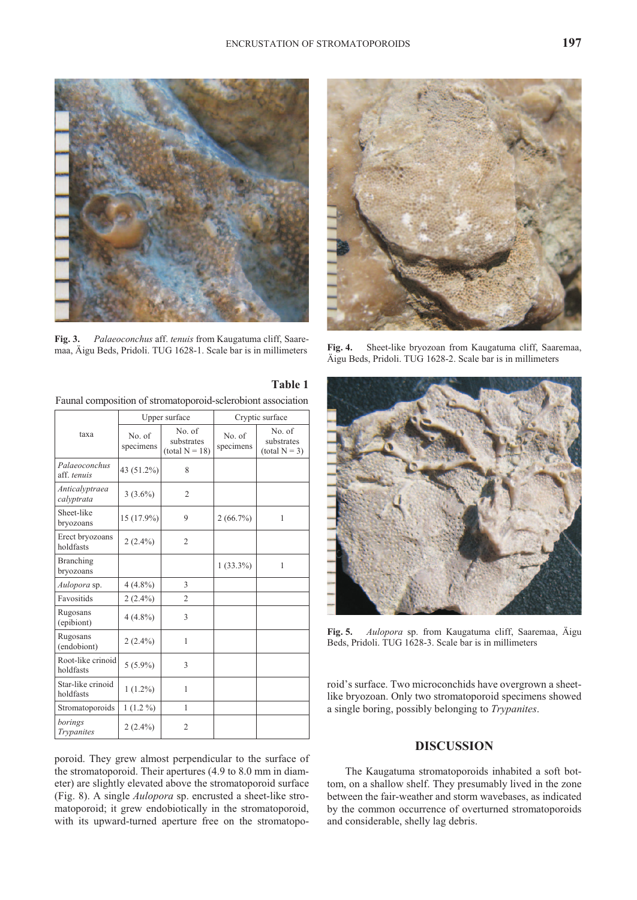**Fig. 3.** *Palaeoconchus* aff. *tenuis* from Kaugatuma cliff, Saaremaa, Äigu Beds, Pridoli. TUG 1628-1. Scale bar is in millimeters

**Fig. 4.** Sheet-like bryozoan from Kaugatuma cliff, Saaremaa, Äigu Beds, Pridoli. TUG 1628-2. Scale bar is in millimeters

**Fig. 5.** *Aulopora* sp. from Kaugatuma cliff, Saaremaa, Äigu Beds, Pridoli. TUG 1628-3. Scale bar is in millimeters

**Table 1**

Faunal composition of stromatoporoid-sclerobiont association

| taxa | Upper surface | | Cryptic surface | |
|---|---|---|---|---|
| | No. of specimens | No. of substrates (total N = 18) | No. of specimens | No. of substrates (total N = 3) |
| *Palaeoconchus* aff. *tenuis* | 43 (51.2%) | 8 | | |
| *Anticalyptraea calyptrata* | 3 (3.6%) | 2 | | |
| Sheet-like bryozoans | 15 (17.9%) | 9 | 2 (66.7%) | 1 |
| Erect bryozoans holdfasts | 2 (2.4%) | 2 | | |
| Branching bryozoans | | | 1 (33.3%) | 1 |
| *Aulopora* sp. | 4 (4.8%) | 3 | | |
| Favositids | 2 (2.4%) | 2 | | |
| Rugosans (epibiont) | 4 (4.8%) | 3 | | |
| Rugosans (endobiont) | 2 (2.4%) | 1 | | |
| Root-like crinoid holdfasts | 5 (5.9%) | 3 | | |
| Star-like crinoid holdfasts | 1 (1.2%) | 1 | | |
| Stromatoporoids | 1 (1.2 %) | 1 | | |
| borings *Trypanites* | 2 (2.4%) | 2 | | |

poroid. They grew almost perpendicular to the surface of the stromatoporoid. Their apertures (4.9 to 8.0 mm in diameter) are slightly elevated above the stromatoporoid surface (Fig. 8). A single *Aulopora* sp. encrusted a sheet-like stromatoporoid; it grew endobiotically in the stromatoporoid, with its upward-turned aperture free on the stromatoporoid's surface. Two microconchids have overgrown a sheet-like bryozoan. Only two stromatoporoid specimens showed a single boring, possibly belonging to *Trypanites*.

## DISCUSSION

The Kaugatuma stromatoporoids inhabited a soft bottom, on a shallow shelf. They presumably lived in the zone between the fair-weather and storm wavebases, as indicated by the common occurrence of overturned stromatoporoids and considerable, shelly lag debris.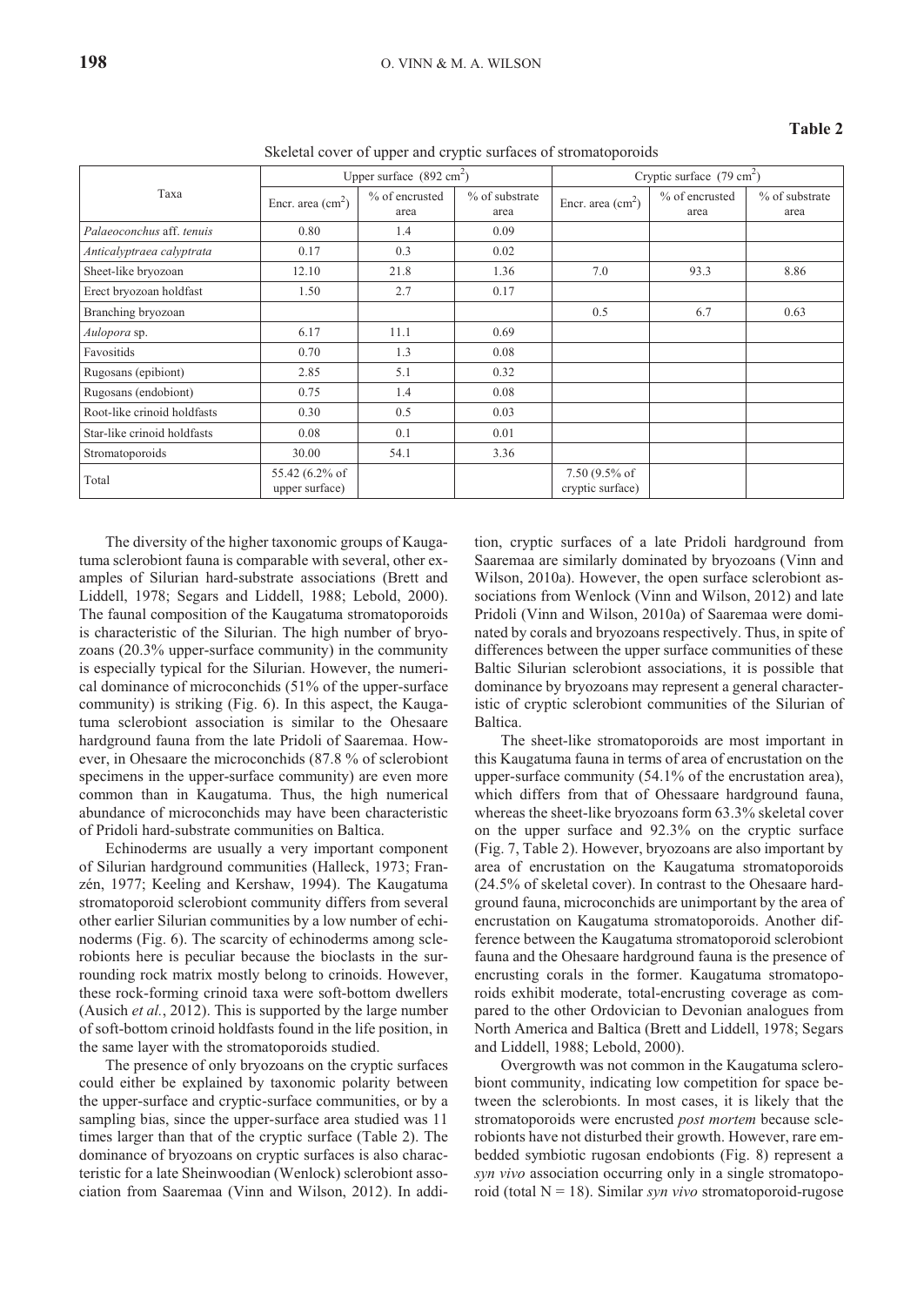**Table 2**

Skeletal cover of upper and cryptic surfaces of stromatoporoids

| Taxa | Upper surface (892 cm$^2$) | | | Cryptic surface (79 cm$^2$) | | |
|---|---|---|---|---|---|---|
| | Encr. area (cm$^2$) | % of encrusted area | % of substrate area | Encr. area (cm$^2$) | % of encrusted area | % of substrate area |
| *Palaeoconchus* aff. *tenuis* | 0.80 | 1.4 | 0.09 | | | |
| *Anticalyptraea calyptrata* | 0.17 | 0.3 | 0.02 | | | |
| Sheet-like bryozoan | 12.10 | 21.8 | 1.36 | 7.0 | 93.3 | 8.86 |
| Erect bryozoan holdfast | 1.50 | 2.7 | 0.17 | | | |
| Branching bryozoan | | | | 0.5 | 6.7 | 0.63 |
| *Aulopora* sp. | 6.17 | 11.1 | 0.69 | | | |
| Favositids | 0.70 | 1.3 | 0.08 | | | |
| Rugosans (epibiont) | 2.85 | 5.1 | 0.32 | | | |
| Rugosans (endobiont) | 0.75 | 1.4 | 0.08 | | | |
| Root-like crinoid holdfasts | 0.30 | 0.5 | 0.03 | | | |
| Star-like crinoid holdfasts | 0.08 | 0.1 | 0.01 | | | |
| Stromatoporoids | 30.00 | 54.1 | 3.36 | | | |
| Total | 55.42 (6.2% of upper surface) | | | 7.50 (9.5% of cryptic surface) | | |

The diversity of the higher taxonomic groups of Kaugatuma sclerobiont fauna is comparable with several, other examples of Silurian hard-substrate associations (Brett and Liddell, 1978; Segars and Liddell, 1988; Lebold, 2000). The faunal composition of the Kaugatuma stromatoporoids is characteristic of the Silurian. The high number of bryozoans (20.3% upper-surface community) in the community is especially typical for the Silurian. However, the numerical dominance of microconchids (51% of the upper-surface community) is striking (Fig. 6). In this aspect, the Kaugatuma sclerobiont association is similar to the Ohesaare hardground fauna from the late Pridoli of Saaremaa. However, in Ohesaare the microconchids (87.8 % of sclerobiont specimens in the upper-surface community) are even more common than in Kaugatuma. Thus, the high numerical abundance of microconchids may have been characteristic of Pridoli hard-substrate communities on Baltica.

Echinoderms are usually a very important component of Silurian hardground communities (Halleck, 1973; Franzén, 1977; Keeling and Kershaw, 1994). The Kaugatuma stromatoporoid sclerobiont community differs from several other earlier Silurian communities by a low number of echinoderms (Fig. 6). The scarcity of echinoderms among sclerobionts here is peculiar because the bioclasts in the surrounding rock matrix mostly belong to crinoids. However, these rock-forming crinoid taxa were soft-bottom dwellers (Ausich *et al.*, 2012). This is supported by the large number of soft-bottom crinoid holdfasts found in the life position, in the same layer with the stromatoporoids studied.

The presence of only bryozoans on the cryptic surfaces could either be explained by taxonomic polarity between the upper-surface and cryptic-surface communities, or by a sampling bias, since the upper-surface area studied was 11 times larger than that of the cryptic surface (Table 2). The dominance of bryozoans on cryptic surfaces is also characteristic for a late Sheinwoodian (Wenlock) sclerobiont association from Saaremaa (Vinn and Wilson, 2012). In addition, cryptic surfaces of a late Pridoli hardground from Saaremaa are similarly dominated by bryozoans (Vinn and Wilson, 2010a). However, the open surface sclerobiont associations from Wenlock (Vinn and Wilson, 2012) and late Pridoli (Vinn and Wilson, 2010a) of Saaremaa were dominated by corals and bryozoans respectively. Thus, in spite of differences between the upper surface communities of these Baltic Silurian sclerobiont associations, it is possible that dominance by bryozoans may represent a general characteristic of cryptic sclerobiont communities of the Silurian of Baltica.

The sheet-like stromatoporoids are most important in this Kaugatuma fauna in terms of area of encrustation on the upper-surface community (54.1% of the encrustation area), which differs from that of Ohessaare hardground fauna, whereas the sheet-like bryozoans form 63.3% skeletal cover on the upper surface and 92.3% on the cryptic surface (Fig. 7, Table 2). However, bryozoans are also important by area of encrustation on the Kaugatuma stromatoporoids (24.5% of skeletal cover). In contrast to the Ohesaare hardground fauna, microconchids are unimportant by the area of encrustation on Kaugatuma stromatoporoids. Another difference between the Kaugatuma stromatoporoid sclerobiont fauna and the Ohesaare hardground fauna is the presence of encrusting corals in the former. Kaugatuma stromatoporoids exhibit moderate, total-encrusting coverage as compared to the other Ordovician to Devonian analogues from North America and Baltica (Brett and Liddell, 1978; Segars and Liddell, 1988; Lebold, 2000).

Overgrowth was not common in the Kaugatuma sclerobiont community, indicating low competition for space between the sclerobionts. In most cases, it is likely that the stromatoporoids were encrusted *post mortem* because sclerobionts have not disturbed their growth. However, rare embedded symbiotic rugosan endobionts (Fig. 8) represent a *syn vivo* association occurring only in a single stromatoporoid (total N = 18). Similar *syn vivo* stromatoporoid-rugose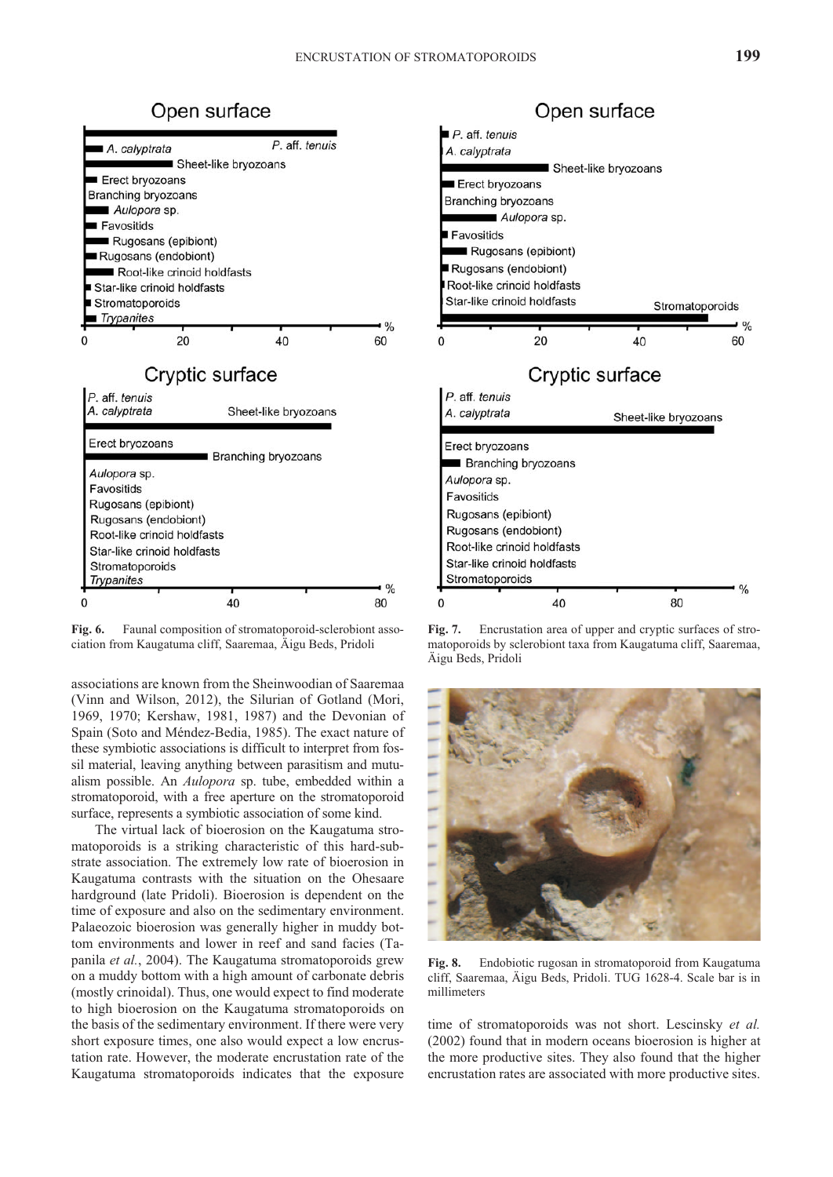Fig. 6. Faunal composition of stromatoporoid-sclerobiont association from Kaugatuma cliff, Saaremaa, Äigu Beds, Pridoli

Fig. 7. Encrustation area of upper and cryptic surfaces of stromatoporoids by sclerobiont taxa from Kaugatuma cliff, Saaremaa, Äigu Beds, Pridoli

associations are known from the Sheinwoodian of Saaremaa (Vinn and Wilson, 2012), the Silurian of Gotland (Mori, 1969, 1970; Kershaw, 1981, 1987) and the Devonian of Spain (Soto and Méndez-Bedia, 1985). The exact nature of these symbiotic associations is difficult to interpret from fossil material, leaving anything between parasitism and mutualism possible. An *Aulopora* sp. tube, embedded within a stromatoporoid, with a free aperture on the stromatoporoid surface, represents a symbiotic association of some kind.

The virtual lack of bioerosion on the Kaugatuma stromatoporoids is a striking characteristic of this hard-substrate association. The extremely low rate of bioerosion in Kaugatuma contrasts with the situation on the Ohesaare hardground (late Pridoli). Bioerosion is dependent on the time of exposure and also on the sedimentary environment. Palaeozoic bioerosion was generally higher in muddy bottom environments and lower in reef and sand facies (Tapanila *et al.*, 2004). The Kaugatuma stromatoporoids grew on a muddy bottom with a high amount of carbonate debris (mostly crinoidal). Thus, one would expect to find moderate to high bioerosion on the Kaugatuma stromatoporoids on the basis of the sedimentary environment. If there were very short exposure times, one also would expect a low encrustation rate. However, the moderate encrustation rate of the Kaugatuma stromatoporoids indicates that the exposure time of stromatoporoids was not short. Lescinsky *et al.* (2002) found that in modern oceans bioerosion is higher at the more productive sites. They also found that the higher encrustation rates are associated with more productive sites.

Fig. 8. Endobiotic rugosan in stromatoporoid from Kaugatuma cliff, Saaremaa, Äigu Beds, Pridoli. TUG 1628-4. Scale bar is in millimeters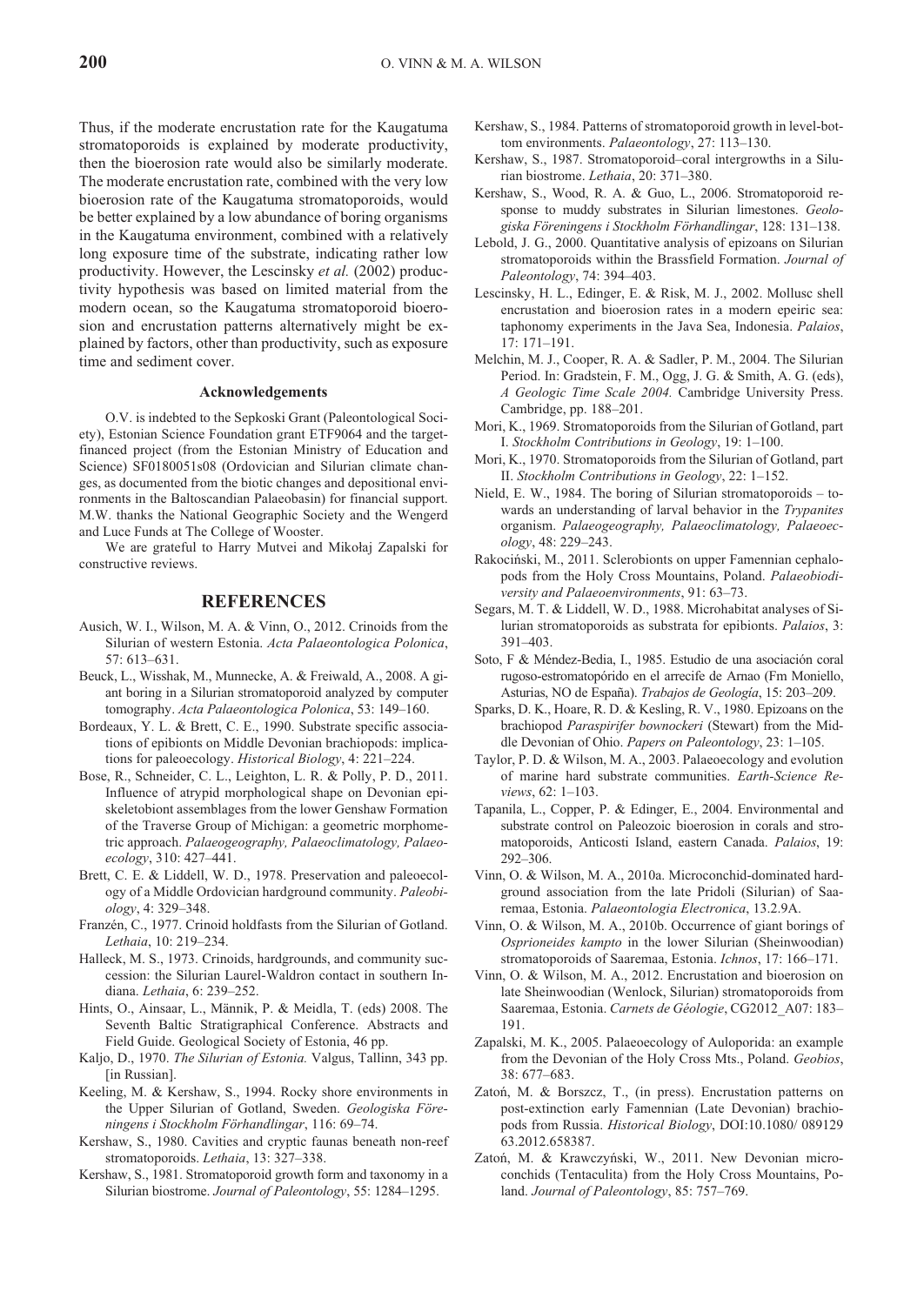Thus, if the moderate encrustation rate for the Kaugatuma stromatoporoids is explained by moderate productivity, then the bioerosion rate would also be similarly moderate. The moderate encrustation rate, combined with the very low bioerosion rate of the Kaugatuma stromatoporoids, would be better explained by a low abundance of boring organisms in the Kaugatuma environment, combined with a relatively long exposure time of the substrate, indicating rather low productivity. However, the Lescinsky *et al.* (2002) productivity hypothesis was based on limited material from the modern ocean, so the Kaugatuma stromatoporoid bioerosion and encrustation patterns alternatively might be explained by factors, other than productivity, such as exposure time and sediment cover.

#### Acknowledgements

O.V. is indebted to the Sepkoski Grant (Paleontological Society), Estonian Science Foundation grant ETF9064 and the target-financed project (from the Estonian Ministry of Education and Science) SF0180051s08 (Ordovician and Silurian climate changes, as documented from the biotic changes and depositional environments in the Baltoscandian Palaeobasin) for financial support. M.W. thanks the National Geographic Society and the Wengerd and Luce Funds at The College of Wooster.

We are grateful to Harry Mutvei and Mikołaj Zapalski for constructive reviews.

## REFERENCES

Ausich, W. I., Wilson, M. A. & Vinn, O., 2012. Crinoids from the Silurian of western Estonia. *Acta Palaeontologica Polonica*, 57: 613–631.

Beuck, L., Wisshak, M., Munnecke, A. & Freiwald, A., 2008. A giant boring in a Silurian stromatoporoid analyzed by computer tomography. *Acta Palaeontologica Polonica*, 53: 149–160.

Bordeaux, Y. L. & Brett, C. E., 1990. Substrate specific associations of epibionts on Middle Devonian brachiopods: implications for paleoecology. *Historical Biology*, 4: 221–224.

Bose, R., Schneider, C. L., Leighton, L. R. & Polly, P. D., 2011. Influence of atrypid morphological shape on Devonian episkeletobiont assemblages from the lower Genshaw Formation of the Traverse Group of Michigan: a geometric morphometric approach. *Palaeogeography, Palaeoclimatology, Palaeoecology*, 310: 427–441.

Brett, C. E. & Liddell, W. D., 1978. Preservation and paleoecology of a Middle Ordovician hardground community. *Paleobiology*, 4: 329–348.

Franzén, C., 1977. Crinoid holdfasts from the Silurian of Gotland. *Lethaia*, 10: 219–234.

Halleck, M. S., 1973. Crinoids, hardgrounds, and community succession: the Silurian Laurel-Waldron contact in southern Indiana. *Lethaia*, 6: 239–252.

Hints, O., Ainsaar, L., Männik, P. & Meidla, T. (eds) 2008. The Seventh Baltic Stratigraphical Conference. Abstracts and Field Guide. Geological Society of Estonia, 46 pp.

Kaljo, D., 1970. *The Silurian of Estonia.* Valgus, Tallinn, 343 pp. [in Russian].

Keeling, M. & Kershaw, S., 1994. Rocky shore environments in the Upper Silurian of Gotland, Sweden. *Geologiska Föreningens i Stockholm Förhandlingar*, 116: 69–74.

Kershaw, S., 1980. Cavities and cryptic faunas beneath non-reef stromatoporoids. *Lethaia*, 13: 327–338.

Kershaw, S., 1981. Stromatoporoid growth form and taxonomy in a Silurian biostrome. *Journal of Paleontology*, 55: 1284–1295.

Kershaw, S., 1984. Patterns of stromatoporoid growth in level-bottom environments. *Palaeontology*, 27: 113–130.

Kershaw, S., 1987. Stromatoporoid–coral intergrowths in a Silurian biostrome. *Lethaia*, 20: 371–380.

Kershaw, S., Wood, R. A. & Guo, L., 2006. Stromatoporoid response to muddy substrates in Silurian limestones. *Geologiska Föreningens i Stockholm Förhandlingar*, 128: 131–138.

Lebold, J. G., 2000. Quantitative analysis of epizoans on Silurian stromatoporoids within the Brassfield Formation. *Journal of Paleontology*, 74: 394–403.

Lescinsky, H. L., Edinger, E. & Risk, M. J., 2002. Mollusc shell encrustation and bioerosion rates in a modern epeiric sea: taphonomy experiments in the Java Sea, Indonesia. *Palaios*, 17: 171–191.

Melchin, M. J., Cooper, R. A. & Sadler, P. M., 2004. The Silurian Period. In: Gradstein, F. M., Ogg, J. G. & Smith, A. G. (eds), *A Geologic Time Scale 2004.* Cambridge University Press. Cambridge, pp. 188–201.

Mori, K., 1969. Stromatoporoids from the Silurian of Gotland, part I. *Stockholm Contributions in Geology*, 19: 1–100.

Mori, K., 1970. Stromatoporoids from the Silurian of Gotland, part II. *Stockholm Contributions in Geology*, 22: 1–152.

Nield, E. W., 1984. The boring of Silurian stromatoporoids – towards an understanding of larval behavior in the *Trypanites* organism. *Palaeogeography, Palaeoclimatology, Palaeoecology*, 48: 229–243.

Rakociński, M., 2011. Sclerobionts on upper Famennian cephalopods from the Holy Cross Mountains, Poland. *Palaeobiodiversity and Palaeoenvironments*, 91: 63–73.

Segars, M. T. & Liddell, W. D., 1988. Microhabitat analyses of Silurian stromatoporoids as substrata for epibionts. *Palaios*, 3: 391–403.

Soto, F & Méndez-Bedia, I., 1985. Estudio de una asociación coral rugoso-estromatopórido en el arrecife de Arnao (Fm Moniello, Asturias, NO de España). *Trabajos de Geología*, 15: 203–209.

Sparks, D. K., Hoare, R. D. & Kesling, R. V., 1980. Epizoans on the brachiopod *Paraspirifer bownockeri* (Stewart) from the Middle Devonian of Ohio. *Papers on Paleontology*, 23: 1–105.

Taylor, P. D. & Wilson, M. A., 2003. Palaeoecology and evolution of marine hard substrate communities. *Earth-Science Reviews*, 62: 1–103.

Tapanila, L., Copper, P. & Edinger, E., 2004. Environmental and substrate control on Paleozoic bioerosion in corals and stromatoporoids, Anticosti Island, eastern Canada. *Palaios*, 19: 292–306.

Vinn, O. & Wilson, M. A., 2010a. Microconchid-dominated hardground association from the late Pridoli (Silurian) of Saaremaa, Estonia. *Palaeontologia Electronica*, 13.2.9A.

Vinn, O. & Wilson, M. A., 2010b. Occurrence of giant borings of *Osprioneides kampto* in the lower Silurian (Sheinwoodian) stromatoporoids of Saaremaa, Estonia. *Ichnos*, 17: 166–171.

Vinn, O. & Wilson, M. A., 2012. Encrustation and bioerosion on late Sheinwoodian (Wenlock, Silurian) stromatoporoids from Saaremaa, Estonia. *Carnets de Géologie*, CG2012_A07: 183–191.

Zapalski, M. K., 2005. Palaeoecology of Auloporida: an example from the Devonian of the Holy Cross Mts., Poland. *Geobios*, 38: 677–683.

Zatoń, M. & Borszcz, T., (in press). Encrustation patterns on post-extinction early Famennian (Late Devonian) brachiopods from Russia. *Historical Biology*, DOI:10.1080/ 089129 63.2012.658387.

Zatoń, M. & Krawczyński, W., 2011. New Devonian microconchids (Tentaculita) from the Holy Cross Mountains, Poland. *Journal of Paleontology*, 85: 757–769.